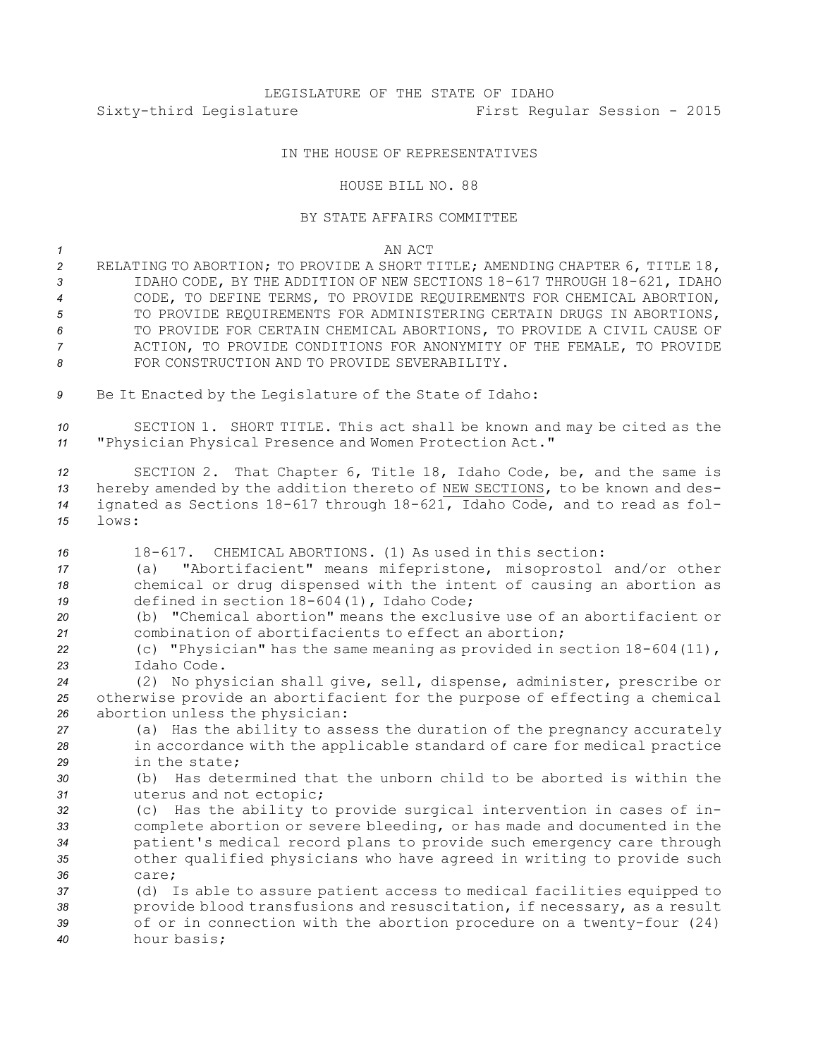LEGISLATURE OF THE STATE OF IDAHO

Sixty-third Legislature First Regular Session - 2015

IN THE HOUSE OF REPRESENTATIVES

HOUSE BILL NO. 88

BY STATE AFFAIRS COMMITTEE

AN ACT

RELATING TO ABORTION; TO PROVIDE A SHORT TITLE; AMENDING CHAPTER 6, TITLE 18, IDAHO CODE, BY THE ADDITION OF NEW SECTIONS 18-617 THROUGH 18-621, IDAHO CODE, TO DEFINE TERMS, TO PROVIDE REQUIREMENTS FOR CHEMICAL ABORTION, TO PROVIDE REQUIREMENTS FOR ADMINISTERING CERTAIN DRUGS IN ABORTIONS, TO PROVIDE FOR CERTAIN CHEMICAL ABORTIONS, TO PROVIDE A CIVIL CAUSE OF ACTION, TO PROVIDE CONDITIONS FOR ANONYMITY OF THE FEMALE, TO PROVIDE FOR CONSTRUCTION AND TO PROVIDE SEVERABILITY.

Be It Enacted by the Legislature of the State of Idaho:

SECTION 1. SHORT TITLE. This act shall be known and may be cited as the "Physician Physical Presence and Women Protection Act."

SECTION 2. That Chapter 6, Title 18, Idaho Code, be, and the same is hereby amended by the addition thereto of NEW SECTIONS, to be known and designated as Sections 18-617 through 18-621, Idaho Code, and to read as follows:

18-617. CHEMICAL ABORTIONS. (1) As used in this section:

(a) "Abortifacient" means mifepristone, misoprostol and/or other chemical or drug dispensed with the intent of causing an abortion as defined in section 18-604(1), Idaho Code;

(b) "Chemical abortion" means the exclusive use of an abortifacient or combination of abortifacients to effect an abortion;

(c) "Physician" has the same meaning as provided in section 18-604(11), Idaho Code.

(2) No physician shall give, sell, dispense, administer, prescribe or otherwise provide an abortifacient for the purpose of effecting a chemical abortion unless the physician:

(a) Has the ability to assess the duration of the pregnancy accurately in accordance with the applicable standard of care for medical practice in the state;

(b) Has determined that the unborn child to be aborted is within the uterus and not ectopic;

(c) Has the ability to provide surgical intervention in cases of incomplete abortion or severe bleeding, or has made and documented in the patient's medical record plans to provide such emergency care through other qualified physicians who have agreed in writing to provide such care;

(d) Is able to assure patient access to medical facilities equipped to provide blood transfusions and resuscitation, if necessary, as a result of or in connection with the abortion procedure on a twenty-four (24) hour basis;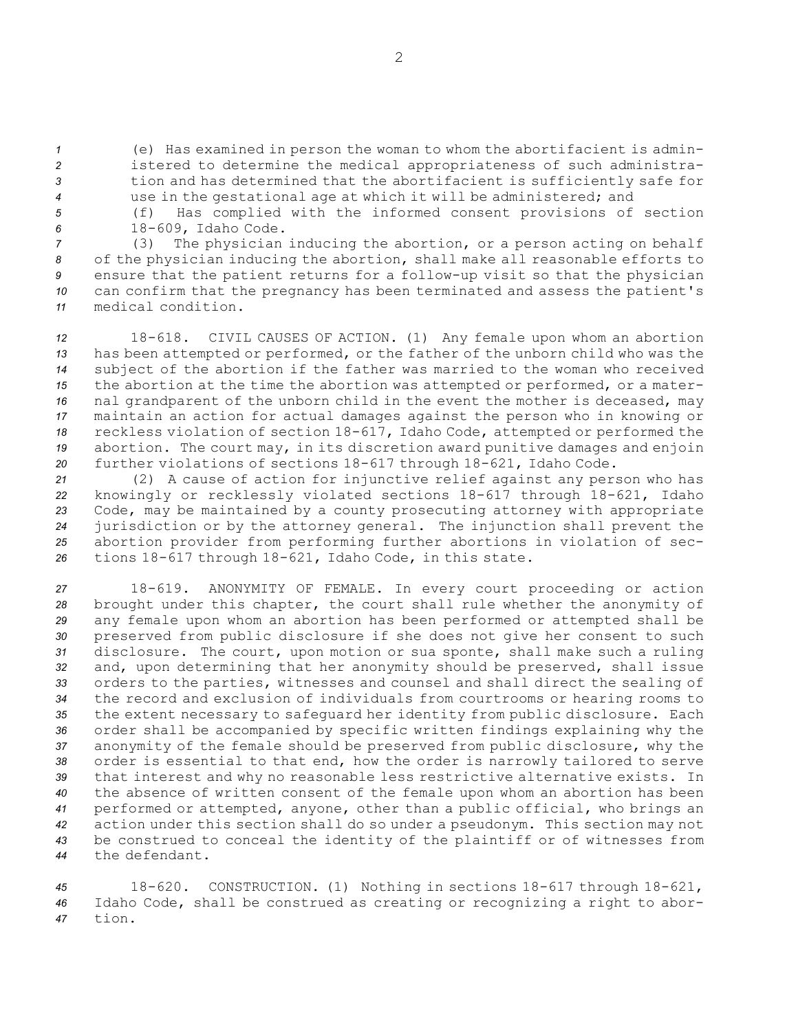(e) Has examined in person the woman to whom the abortifacient is administered to determine the medical appropriateness of such administration and has determined that the abortifacient is sufficiently safe for use in the gestational age at which it will be administered; and

(f) Has complied with the informed consent provisions of section 18-609, Idaho Code.

(3) The physician inducing the abortion, or a person acting on behalf of the physician inducing the abortion, shall make all reasonable efforts to ensure that the patient returns for a follow-up visit so that the physician can confirm that the pregnancy has been terminated and assess the patient's medical condition.

18-618. CIVIL CAUSES OF ACTION. (1) Any female upon whom an abortion has been attempted or performed, or the father of the unborn child who was the subject of the abortion if the father was married to the woman who received the abortion at the time the abortion was attempted or performed, or a maternal grandparent of the unborn child in the event the mother is deceased, may maintain an action for actual damages against the person who in knowing or reckless violation of section 18-617, Idaho Code, attempted or performed the abortion. The court may, in its discretion award punitive damages and enjoin further violations of sections 18-617 through 18-621, Idaho Code.

(2) A cause of action for injunctive relief against any person who has knowingly or recklessly violated sections 18-617 through 18-621, Idaho Code, may be maintained by a county prosecuting attorney with appropriate jurisdiction or by the attorney general. The injunction shall prevent the abortion provider from performing further abortions in violation of sections 18-617 through 18-621, Idaho Code, in this state.

18-619. ANONYMITY OF FEMALE. In every court proceeding or action brought under this chapter, the court shall rule whether the anonymity of any female upon whom an abortion has been performed or attempted shall be preserved from public disclosure if she does not give her consent to such disclosure. The court, upon motion or sua sponte, shall make such a ruling and, upon determining that her anonymity should be preserved, shall issue orders to the parties, witnesses and counsel and shall direct the sealing of the record and exclusion of individuals from courtrooms or hearing rooms to the extent necessary to safeguard her identity from public disclosure. Each order shall be accompanied by specific written findings explaining why the anonymity of the female should be preserved from public disclosure, why the order is essential to that end, how the order is narrowly tailored to serve that interest and why no reasonable less restrictive alternative exists. In the absence of written consent of the female upon whom an abortion has been performed or attempted, anyone, other than a public official, who brings an action under this section shall do so under a pseudonym. This section may not be construed to conceal the identity of the plaintiff or of witnesses from the defendant.

18-620. CONSTRUCTION. (1) Nothing in sections 18-617 through 18-621, Idaho Code, shall be construed as creating or recognizing a right to abortion.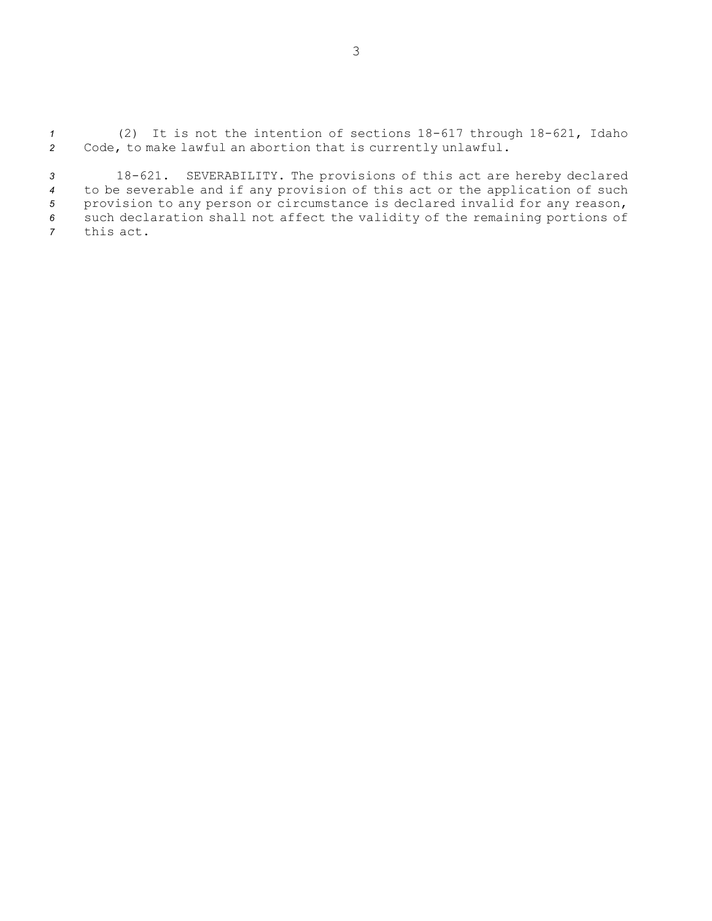(2) It is not the intention of sections 18-617 through 18-621, Idaho Code, to make lawful an abortion that is currently unlawful.

18-621. SEVERABILITY. The provisions of this act are hereby declared to be severable and if any provision of this act or the application of such provision to any person or circumstance is declared invalid for any reason, such declaration shall not affect the validity of the remaining portions of this act.